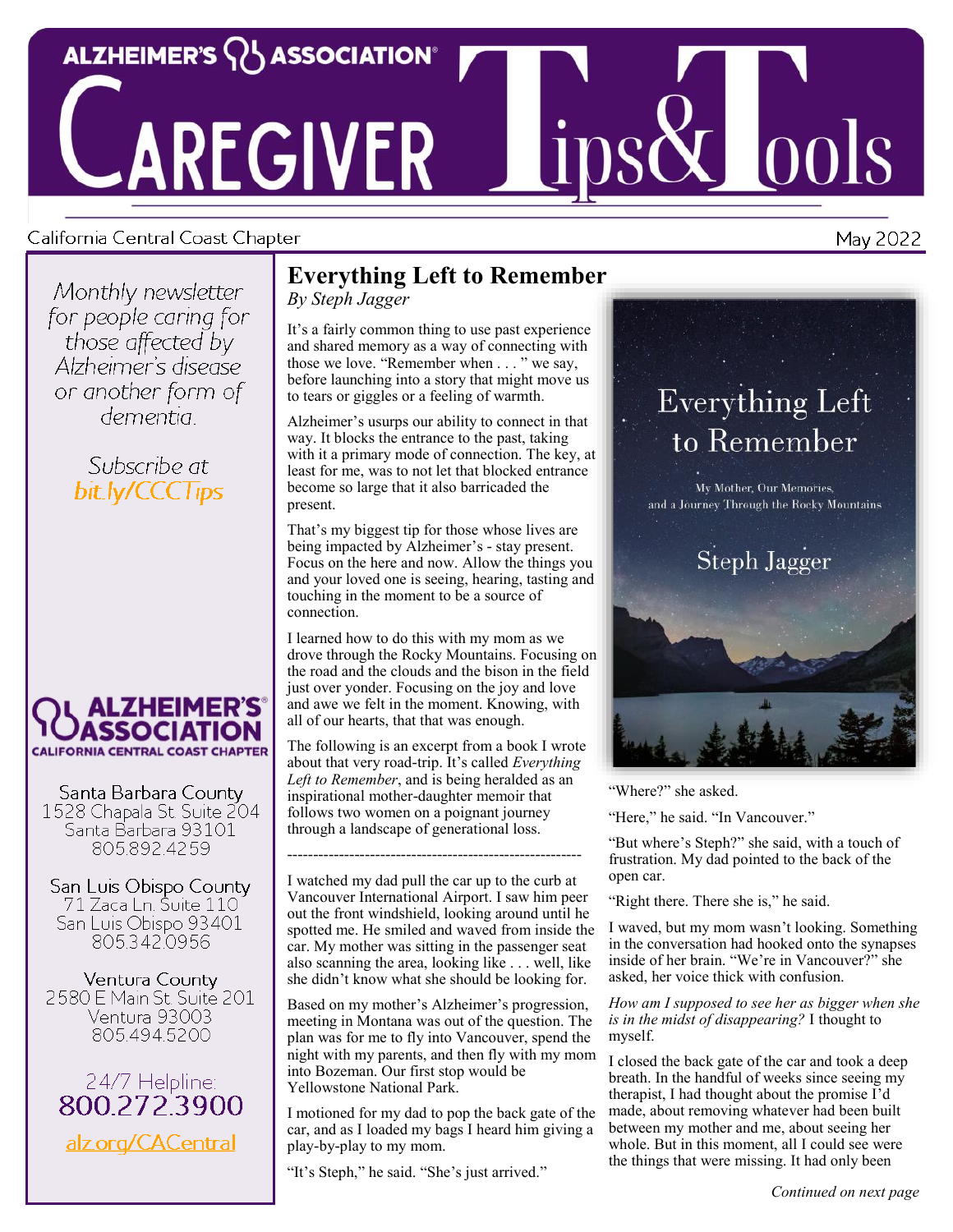# ALZHEIMER'S ASSOCIATION® CAREGIVER Tips&Tools

California Central Coast Chapter

May 2022

*Monthly newsletter for people caring for those affected by Alzheimer's disease or another form of dementia.*

*Subscribe at bit.ly/CCCTips*

**ALZHEIMER'S ASSOCIATION®**
**CALIFORNIA CENTRAL COAST CHAPTER**

Santa Barbara County
1528 Chapala St. Suite 204
Santa Barbara 93101
805.892.4259

San Luis Obispo County
71 Zaca Ln. Suite 110
San Luis Obispo 93401
805.342.0956

Ventura County
2580 E Main St. Suite 201
Ventura 93003
805.494.5200

24/7 Helpline:
**800.272.3900**

alz.org/CACentral

## Everything Left to Remember

*By Steph Jagger*

It's a fairly common thing to use past experience and shared memory as a way of connecting with those we love. "Remember when . . . " we say, before launching into a story that might move us to tears or giggles or a feeling of warmth.

Alzheimer's usurps our ability to connect in that way. It blocks the entrance to the past, taking with it a primary mode of connection. The key, at least for me, was to not let that blocked entrance become so large that it also barricaded the present.

That's my biggest tip for those whose lives are being impacted by Alzheimer's - stay present. Focus on the here and now. Allow the things you and your loved one is seeing, hearing, tasting and touching in the moment to be a source of connection.

I learned how to do this with my mom as we drove through the Rocky Mountains. Focusing on the road and the clouds and the bison in the field just over yonder. Focusing on the joy and love and awe we felt in the moment. Knowing, with all of our hearts, that that was enough.

The following is an excerpt from a book I wrote about that very road-trip. It's called *Everything Left to Remember*, and is being heralded as an inspirational mother-daughter memoir that follows two women on a poignant journey through a landscape of generational loss.

---

I watched my dad pull the car up to the curb at Vancouver International Airport. I saw him peer out the front windshield, looking around until he spotted me. He smiled and waved from inside the car. My mother was sitting in the passenger seat also scanning the area, looking like . . . well, like she didn't know what she should be looking for.

Based on my mother's Alzheimer's progression, meeting in Montana was out of the question. The plan was for me to fly into Vancouver, spend the night with my parents, and then fly with my mom into Bozeman. Our first stop would be Yellowstone National Park.

I motioned for my dad to pop the back gate of the car, and as I loaded my bags I heard him giving a play-by-play to my mom.

"It's Steph," he said. "She's just arrived."

"Where?" she asked.

"Here," he said. "In Vancouver."

"But where's Steph?" she said, with a touch of frustration. My dad pointed to the back of the open car.

"Right there. There she is," he said.

I waved, but my mom wasn't looking. Something in the conversation had hooked onto the synapses inside of her brain. "We're in Vancouver?" she asked, her voice thick with confusion.

*How am I supposed to see her as bigger when she is in the midst of disappearing?* I thought to myself.

I closed the back gate of the car and took a deep breath. In the handful of weeks since seeing my therapist, I had thought about the promise I'd made, about removing whatever had been built between my mother and me, about seeing her whole. But in this moment, all I could see were the things that were missing. It had only been

*Continued on next page*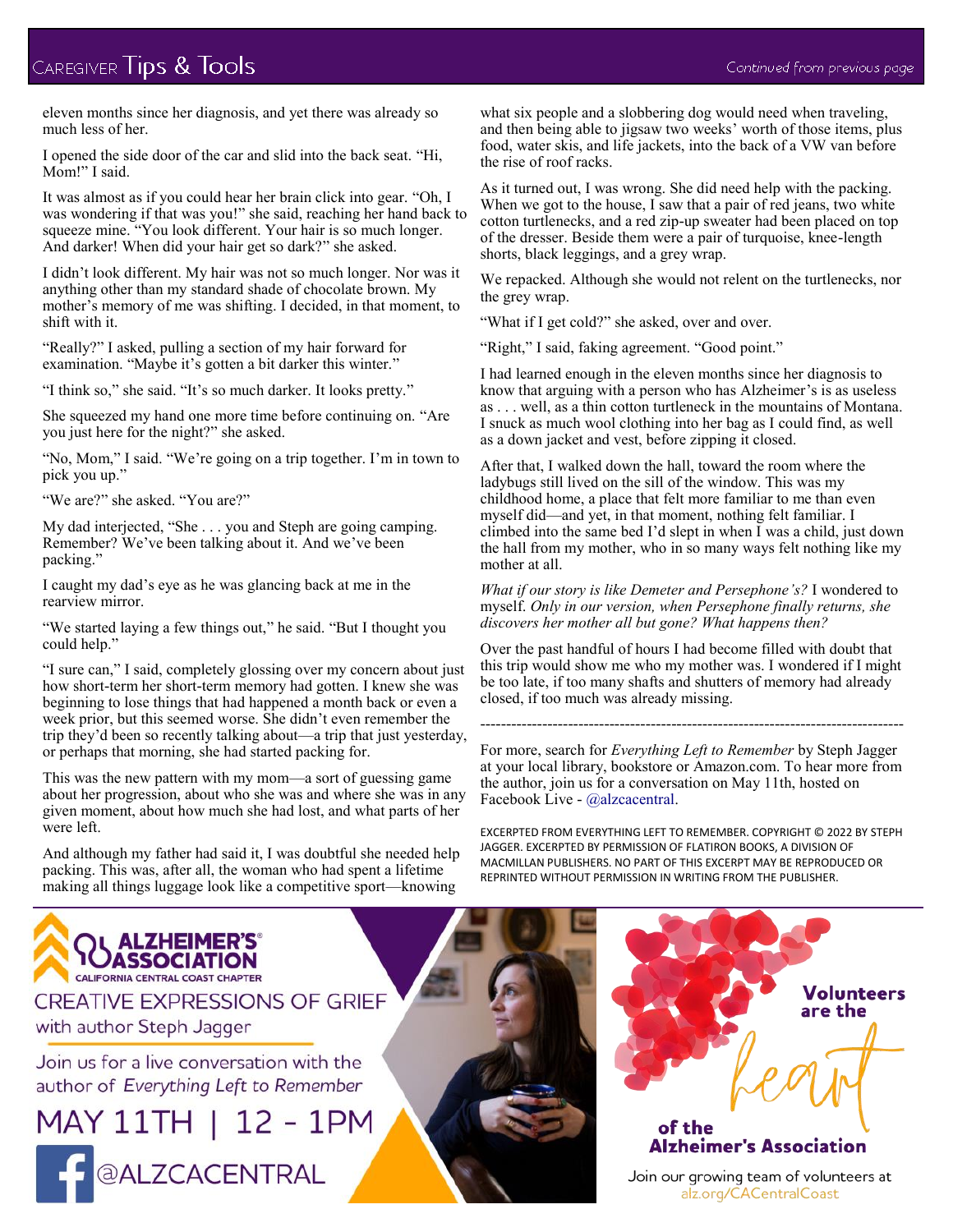eleven months since her diagnosis, and yet there was already so much less of her.

I opened the side door of the car and slid into the back seat. "Hi, Mom!" I said.

It was almost as if you could hear her brain click into gear. "Oh, I was wondering if that was you!" she said, reaching her hand back to squeeze mine. "You look different. Your hair is so much longer. And darker! When did your hair get so dark?" she asked.

I didn't look different. My hair was not so much longer. Nor was it anything other than my standard shade of chocolate brown. My mother's memory of me was shifting. I decided, in that moment, to shift with it.

"Really?" I asked, pulling a section of my hair forward for examination. "Maybe it's gotten a bit darker this winter."

"I think so," she said. "It's so much darker. It looks pretty."

She squeezed my hand one more time before continuing on. "Are you just here for the night?" she asked.

"No, Mom," I said. "We're going on a trip together. I'm in town to pick you up."

"We are?" she asked. "You are?"

My dad interjected, "She . . . you and Steph are going camping. Remember? We've been talking about it. And we've been packing."

I caught my dad's eye as he was glancing back at me in the rearview mirror.

"We started laying a few things out," he said. "But I thought you could help."

"I sure can," I said, completely glossing over my concern about just how short-term her short-term memory had gotten. I knew she was beginning to lose things that had happened a month back or even a week prior, but this seemed worse. She didn't even remember the trip they'd been so recently talking about—a trip that just yesterday, or perhaps that morning, she had started packing for.

This was the new pattern with my mom—a sort of guessing game about her progression, about who she was and where she was in any given moment, about how much she had lost, and what parts of her were left.

And although my father had said it, I was doubtful she needed help packing. This was, after all, the woman who had spent a lifetime making all things luggage look like a competitive sport—knowing what six people and a slobbering dog would need when traveling, and then being able to jigsaw two weeks' worth of those items, plus food, water skis, and life jackets, into the back of a VW van before the rise of roof racks.

As it turned out, I was wrong. She did need help with the packing. When we got to the house, I saw that a pair of red jeans, two white cotton turtlenecks, and a red zip-up sweater had been placed on top of the dresser. Beside them were a pair of turquoise, knee-length shorts, black leggings, and a grey wrap.

We repacked. Although she would not relent on the turtlenecks, nor the grey wrap.

"What if I get cold?" she asked, over and over.

"Right," I said, faking agreement. "Good point."

I had learned enough in the eleven months since her diagnosis to know that arguing with a person who has Alzheimer's is as useless as . . . well, as a thin cotton turtleneck in the mountains of Montana. I snuck as much wool clothing into her bag as I could find, as well as a down jacket and vest, before zipping it closed.

After that, I walked down the hall, toward the room where the ladybugs still lived on the sill of the window. This was my childhood home, a place that felt more familiar to me than even myself did—and yet, in that moment, nothing felt familiar. I climbed into the same bed I'd slept in when I was a child, just down the hall from my mother, who in so many ways felt nothing like my mother at all.

*What if our story is like Demeter and Persephone's?* I wondered to myself. *Only in our version, when Persephone finally returns, she discovers her mother all but gone? What happens then?*

Over the past handful of hours I had become filled with doubt that this trip would show me who my mother was. I wondered if I might be too late, if too many shafts and shutters of memory had already closed, if too much was already missing.

---

For more, search for *Everything Left to Remember* by Steph Jagger at your local library, bookstore or Amazon.com. To hear more from the author, join us for a conversation on May 11th, hosted on Facebook Live - @alzcacentral.

EXCERPTED FROM EVERYTHING LEFT TO REMEMBER. COPYRIGHT © 2022 BY STEPH JAGGER. EXCERPTED BY PERMISSION OF FLATIRON BOOKS, A DIVISION OF MACMILLAN PUBLISHERS. NO PART OF THIS EXCERPT MAY BE REPRODUCED OR REPRINTED WITHOUT PERMISSION IN WRITING FROM THE PUBLISHER.

ALZHEIMER'S ASSOCIATION
CALIFORNIA CENTRAL COAST CHAPTER

CREATIVE EXPRESSIONS OF GRIEF
with author Steph Jagger

Join us for a live conversation with the author of *Everything Left to Remember*

MAY 11TH | 12 - 1PM

@ALZCACENTRAL

Volunteers are the heart of the Alzheimer's Association

Join our growing team of volunteers at alz.org/CACentralCoast